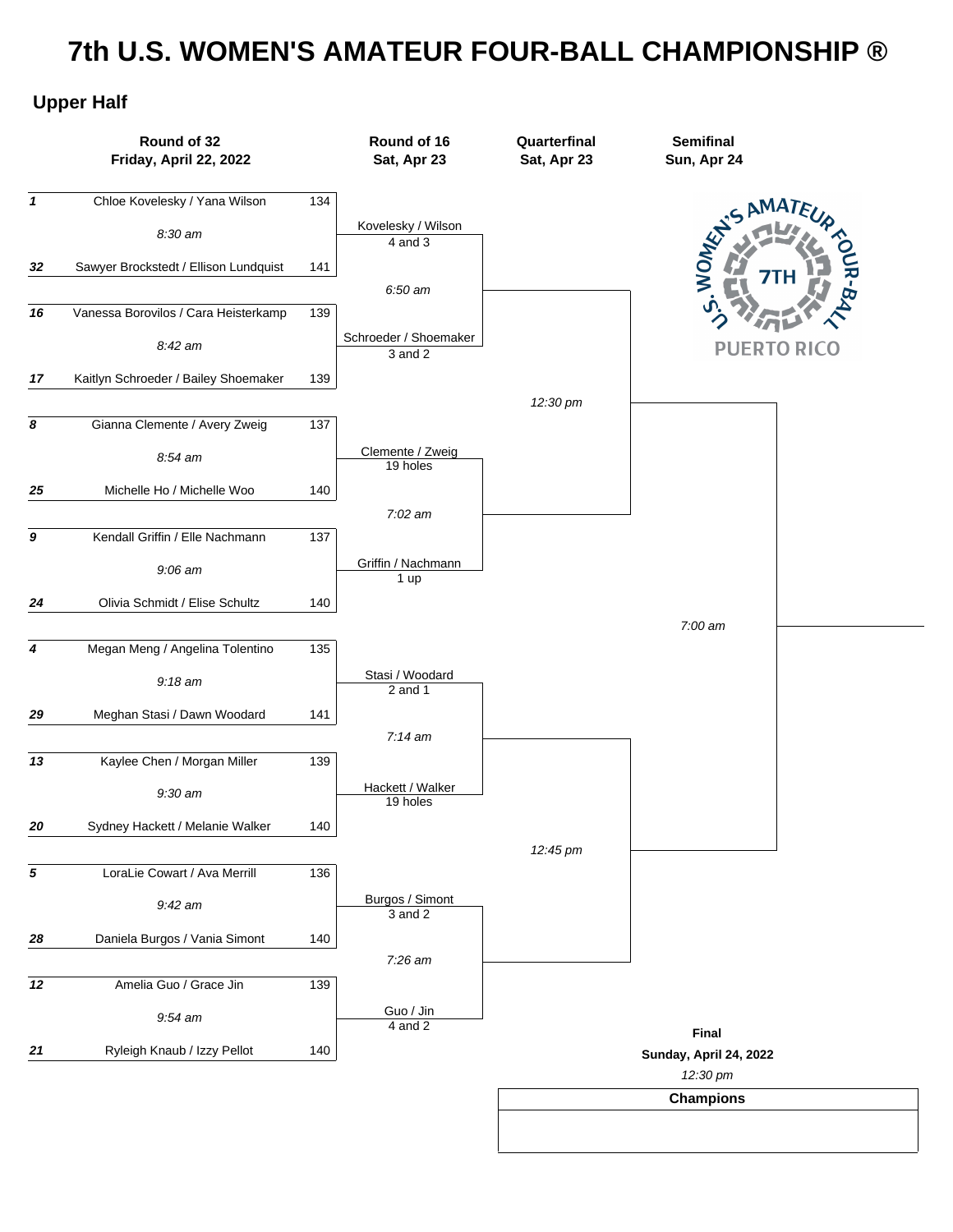# 7th U.S. WOMEN'S AMATEUR FOUR-BALL CHAMPIONSHIP ®

## Upper Half

**Round of 32**
**Friday, April 22, 2022**

**Round of 16**
**Sat, Apr 23**

**Quarterfinal**
**Sat, Apr 23**

**Semifinal**
**Sun, Apr 24**

| Seed | Team | Score | Time |
|---|---|---|---|
| 1 | Chloe Kovelesky / Yana Wilson | 134 | |
| | | | 8:30 am |
| 32 | Sawyer Brockstedt / Ellison Lundquist | 141 | |
| 16 | Vanessa Borovilos / Cara Heisterkamp | 139 | |
| | | | 8:42 am |
| 17 | Kaitlyn Schroeder / Bailey Shoemaker | 139 | |
| 8 | Gianna Clemente / Avery Zweig | 137 | |
| | | | 8:54 am |
| 25 | Michelle Ho / Michelle Woo | 140 | |
| 9 | Kendall Griffin / Elle Nachmann | 137 | |
| | | | 9:06 am |
| 24 | Olivia Schmidt / Elise Schultz | 140 | |
| 4 | Megan Meng / Angelina Tolentino | 135 | |
| | | | 9:18 am |
| 29 | Meghan Stasi / Dawn Woodard | 141 | |
| 13 | Kaylee Chen / Morgan Miller | 139 | |
| | | | 9:30 am |
| 20 | Sydney Hackett / Melanie Walker | 140 | |
| 5 | LoraLie Cowart / Ava Merrill | 136 | |
| | | | 9:42 am |
| 28 | Daniela Burgos / Vania Simont | 140 | |
| 12 | Amelia Guo / Grace Jin | 139 | |
| | | | 9:54 am |
| 21 | Ryleigh Knaub / Izzy Pellot | 140 | |

**Round of 16 results:**

- Kovelesky / Wilson, 4 and 3
- *6:50 am*
- Schroeder / Shoemaker, 3 and 2
- Clemente / Zweig, 19 holes
- *7:02 am*
- Griffin / Nachmann, 1 up
- Stasi / Woodard, 2 and 1
- *7:14 am*
- Hackett / Walker, 19 holes
- Burgos / Simont, 3 and 2
- *7:26 am*
- Guo / Jin, 4 and 2

**Quarterfinal:**

- *12:30 pm*
- *12:45 pm*

**Semifinal:**

- *7:00 am*

**Final**
**Sunday, April 24, 2022**
*12:30 pm*

| Champions |
|---|
| |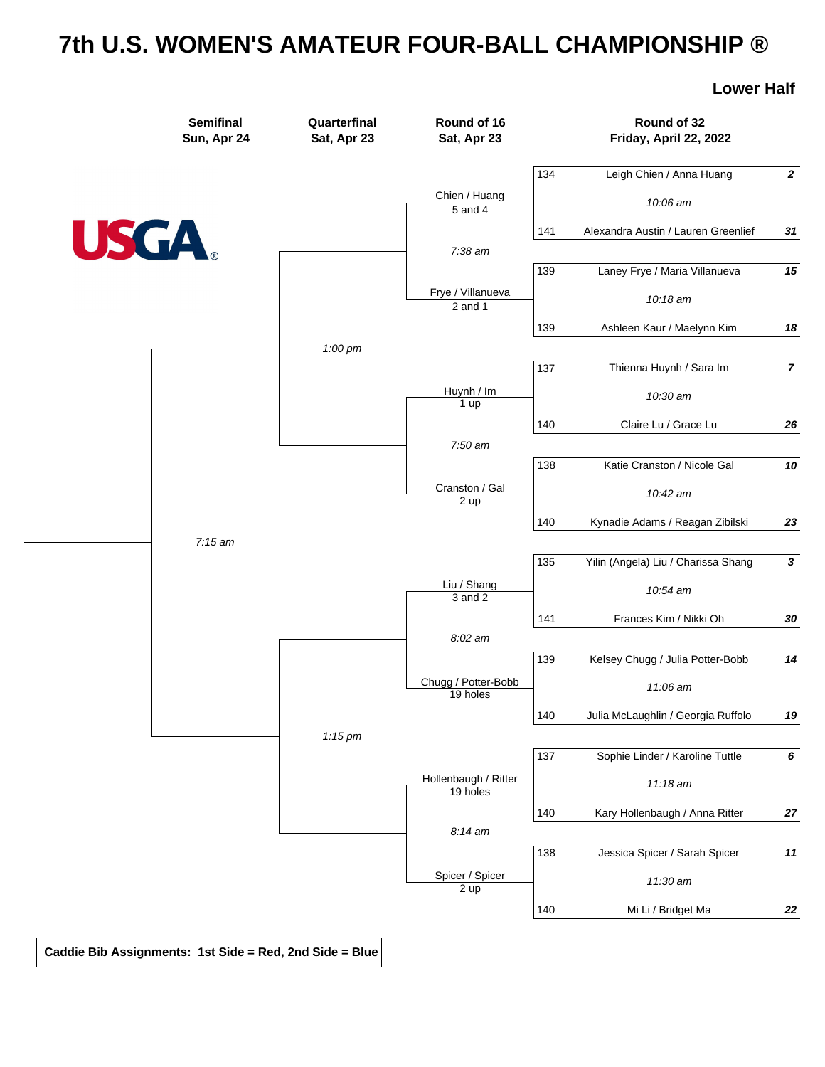# 7th U.S. WOMEN'S AMATEUR FOUR-BALL CHAMPIONSHIP ®

**Lower Half**

| Semifinal Sun, Apr 24 | Quarterfinal Sat, Apr 23 | Round of 16 Sat, Apr 23 | Round of 32 Friday, April 22, 2022 | | |
|---|---|---|---|---|---|
| | | | 134 | Leigh Chien / Anna Huang | 2 |
| | | Chien / Huang 5 and 4 | | *10:06 am* | |
| | | | 141 | Alexandra Austin / Lauren Greenlief | 31 |
| | | *7:38 am* | | | |
| | | | 139 | Laney Frye / Maria Villanueva | 15 |
| | | Frye / Villanueva 2 and 1 | | *10:18 am* | |
| | | | 139 | Ashleen Kaur / Maelynn Kim | 18 |
| | *1:00 pm* | | | | |
| | | | 137 | Thienna Huynh / Sara Im | 7 |
| | | Huynh / Im 1 up | | *10:30 am* | |
| | | | 140 | Claire Lu / Grace Lu | 26 |
| | | *7:50 am* | | | |
| | | | 138 | Katie Cranston / Nicole Gal | 10 |
| | | Cranston / Gal 2 up | | *10:42 am* | |
| | | | 140 | Kynadie Adams / Reagan Zibilski | 23 |
| *7:15 am* | | | | | |
| | | | 135 | Yilin (Angela) Liu / Charissa Shang | 3 |
| | | Liu / Shang 3 and 2 | | *10:54 am* | |
| | | | 141 | Frances Kim / Nikki Oh | 30 |
| | | *8:02 am* | | | |
| | | | 139 | Kelsey Chugg / Julia Potter-Bobb | 14 |
| | | Chugg / Potter-Bobb 19 holes | | *11:06 am* | |
| | | | 140 | Julia McLaughlin / Georgia Ruffolo | 19 |
| | *1:15 pm* | | | | |
| | | | 137 | Sophie Linder / Karoline Tuttle | 6 |
| | | Hollenbaugh / Ritter 19 holes | | *11:18 am* | |
| | | | 140 | Kary Hollenbaugh / Anna Ritter | 27 |
| | | *8:14 am* | | | |
| | | | 138 | Jessica Spicer / Sarah Spicer | 11 |
| | | Spicer / Spicer 2 up | | *11:30 am* | |
| | | | 140 | Mi Li / Bridget Ma | 22 |

USGA®

**Caddie Bib Assignments: 1st Side = Red, 2nd Side = Blue**